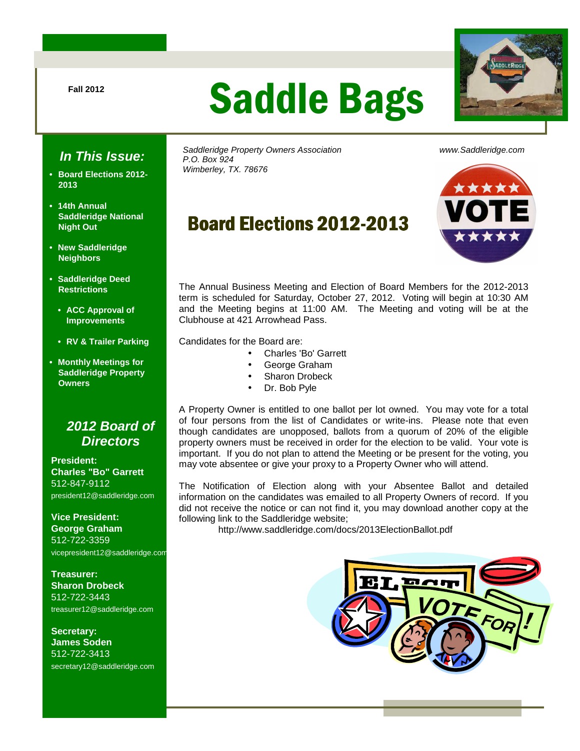Fall 2012

# Saddle Bags

*Saddleridge Property Owners Association*
*P.O. Box 924*
*Wimberley, TX. 78676*

*www.Saddleridge.com*

## Board Elections 2012-2013

The Annual Business Meeting and Election of Board Members for the 2012-2013 term is scheduled for Saturday, October 27, 2012. Voting will begin at 10:30 AM and the Meeting begins at 11:00 AM. The Meeting and voting will be at the Clubhouse at 421 Arrowhead Pass.

Candidates for the Board are:

- Charles 'Bo' Garrett
- George Graham
- Sharon Drobeck
- Dr. Bob Pyle

A Property Owner is entitled to one ballot per lot owned. You may vote for a total of four persons from the list of Candidates or write-ins. Please note that even though candidates are unopposed, ballots from a quorum of 20% of the eligible property owners must be received in order for the election to be valid. Your vote is important. If you do not plan to attend the Meeting or be present for the voting, you may vote absentee or give your proxy to a Property Owner who will attend.

The Notification of Election along with your Absentee Ballot and detailed information on the candidates was emailed to all Property Owners of record. If you did not receive the notice or can not find it, you may download another copy at the following link to the Saddleridge website;

http://www.saddleridge.com/docs/2013ElectionBallot.pdf

### *In This Issue:*

- **Board Elections 2012-2013**
- **14th Annual Saddleridge National Night Out**
- **New Saddleridge Neighbors**
- **Saddleridge Deed Restrictions**
  - **ACC Approval of Improvements**
  - **RV & Trailer Parking**
- **Monthly Meetings for Saddleridge Property Owners**

### *2012 Board of Directors*

**President:**
**Charles "Bo" Garrett**
512-847-9112
president12@saddleridge.com

**Vice President:**
**George Graham**
512-722-3359
vicepresident12@saddleridge.com

**Treasurer:**
**Sharon Drobeck**
512-722-3443
treasurer12@saddleridge.com

**Secretary:**
**James Soden**
512-722-3413
secretary12@saddleridge.com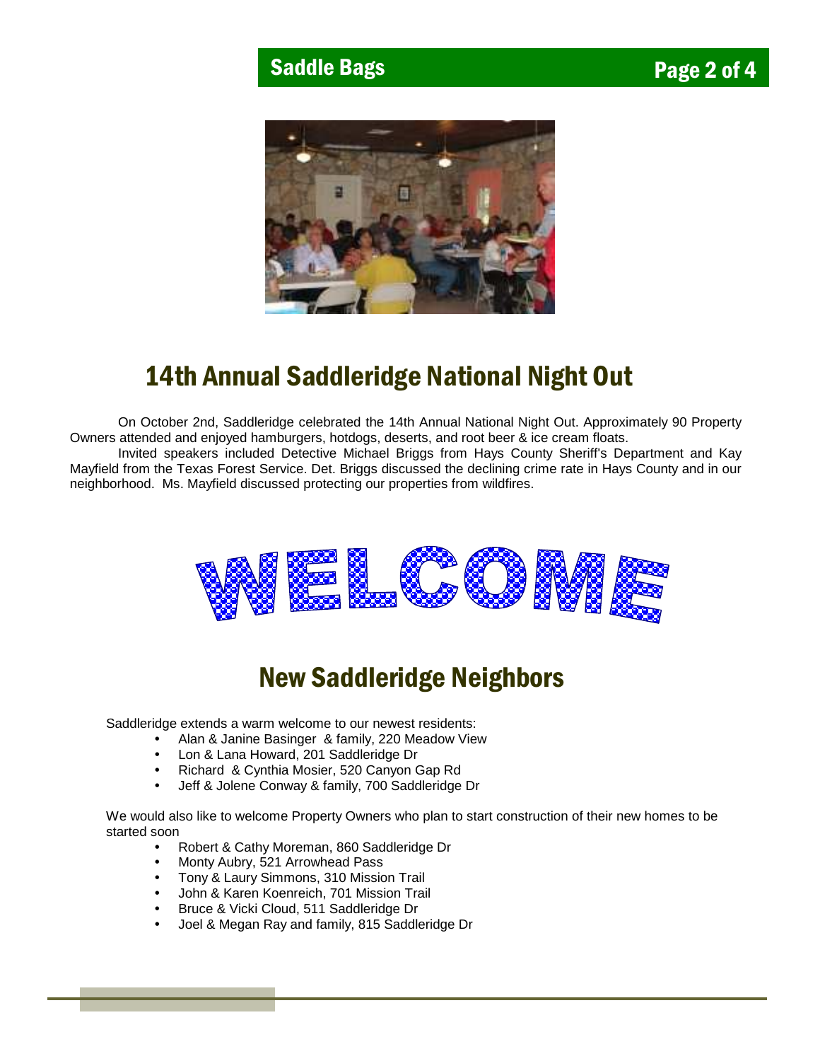## 14th Annual Saddleridge National Night Out

On October 2nd, Saddleridge celebrated the 14th Annual National Night Out. Approximately 90 Property Owners attended and enjoyed hamburgers, hotdogs, deserts, and root beer & ice cream floats.

Invited speakers included Detective Michael Briggs from Hays County Sheriff's Department and Kay Mayfield from the Texas Forest Service. Det. Briggs discussed the declining crime rate in Hays County and in our neighborhood. Ms. Mayfield discussed protecting our properties from wildfires.

WELCOME

## New Saddleridge Neighbors

Saddleridge extends a warm welcome to our newest residents:

- Alan & Janine Basinger & family, 220 Meadow View
- Lon & Lana Howard, 201 Saddleridge Dr
- Richard & Cynthia Mosier, 520 Canyon Gap Rd
- Jeff & Jolene Conway & family, 700 Saddleridge Dr

We would also like to welcome Property Owners who plan to start construction of their new homes to be started soon

- Robert & Cathy Moreman, 860 Saddleridge Dr
- Monty Aubry, 521 Arrowhead Pass
- Tony & Laury Simmons, 310 Mission Trail
- John & Karen Koenreich, 701 Mission Trail
- Bruce & Vicki Cloud, 511 Saddleridge Dr
- Joel & Megan Ray and family, 815 Saddleridge Dr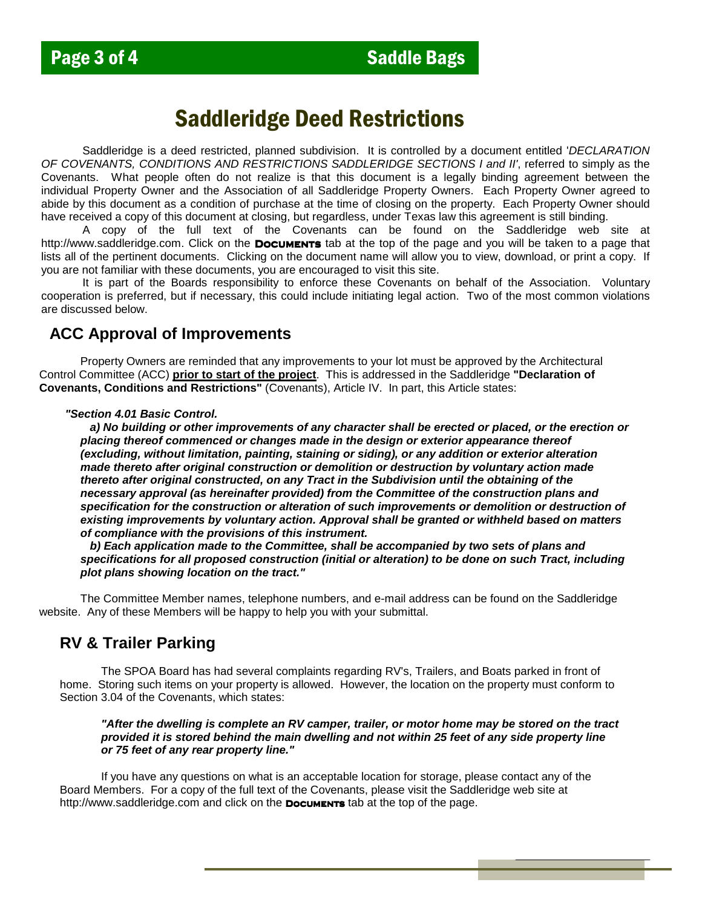# Saddleridge Deed Restrictions

Saddleridge is a deed restricted, planned subdivision. It is controlled by a document entitled '*DECLARATION OF COVENANTS, CONDITIONS AND RESTRICTIONS SADDLERIDGE SECTIONS I and II*', referred to simply as the Covenants. What people often do not realize is that this document is a legally binding agreement between the individual Property Owner and the Association of all Saddleridge Property Owners. Each Property Owner agreed to abide by this document as a condition of purchase at the time of closing on the property. Each Property Owner should have received a copy of this document at closing, but regardless, under Texas law this agreement is still binding.

A copy of the full text of the Covenants can be found on the Saddleridge web site at http://www.saddleridge.com. Click on the **Documents** tab at the top of the page and you will be taken to a page that lists all of the pertinent documents. Clicking on the document name will allow you to view, download, or print a copy. If you are not familiar with these documents, you are encouraged to visit this site.

It is part of the Boards responsibility to enforce these Covenants on behalf of the Association. Voluntary cooperation is preferred, but if necessary, this could include initiating legal action. Two of the most common violations are discussed below.

## ACC Approval of Improvements

Property Owners are reminded that any improvements to your lot must be approved by the Architectural Control Committee (ACC) **prior to start of the project**. This is addressed in the Saddleridge **"Declaration of Covenants, Conditions and Restrictions"** (Covenants), Article IV. In part, this Article states:

***"Section 4.01 Basic Control.***

***a) No building or other improvements of any character shall be erected or placed, or the erection or placing thereof commenced or changes made in the design or exterior appearance thereof (excluding, without limitation, painting, staining or siding), or any addition or exterior alteration made thereto after original construction or demolition or destruction by voluntary action made thereto after original constructed, on any Tract in the Subdivision until the obtaining of the necessary approval (as hereinafter provided) from the Committee of the construction plans and specification for the construction or alteration of such improvements or demolition or destruction of existing improvements by voluntary action. Approval shall be granted or withheld based on matters of compliance with the provisions of this instrument.***

***b) Each application made to the Committee, shall be accompanied by two sets of plans and specifications for all proposed construction (initial or alteration) to be done on such Tract, including plot plans showing location on the tract."***

The Committee Member names, telephone numbers, and e-mail address can be found on the Saddleridge website. Any of these Members will be happy to help you with your submittal.

## RV & Trailer Parking

The SPOA Board has had several complaints regarding RV's, Trailers, and Boats parked in front of home. Storing such items on your property is allowed. However, the location on the property must conform to Section 3.04 of the Covenants, which states:

***"After the dwelling is complete an RV camper, trailer, or motor home may be stored on the tract provided it is stored behind the main dwelling and not within 25 feet of any side property line or 75 feet of any rear property line."***

If you have any questions on what is an acceptable location for storage, please contact any of the Board Members. For a copy of the full text of the Covenants, please visit the Saddleridge web site at http://www.saddleridge.com and click on the **Documents** tab at the top of the page.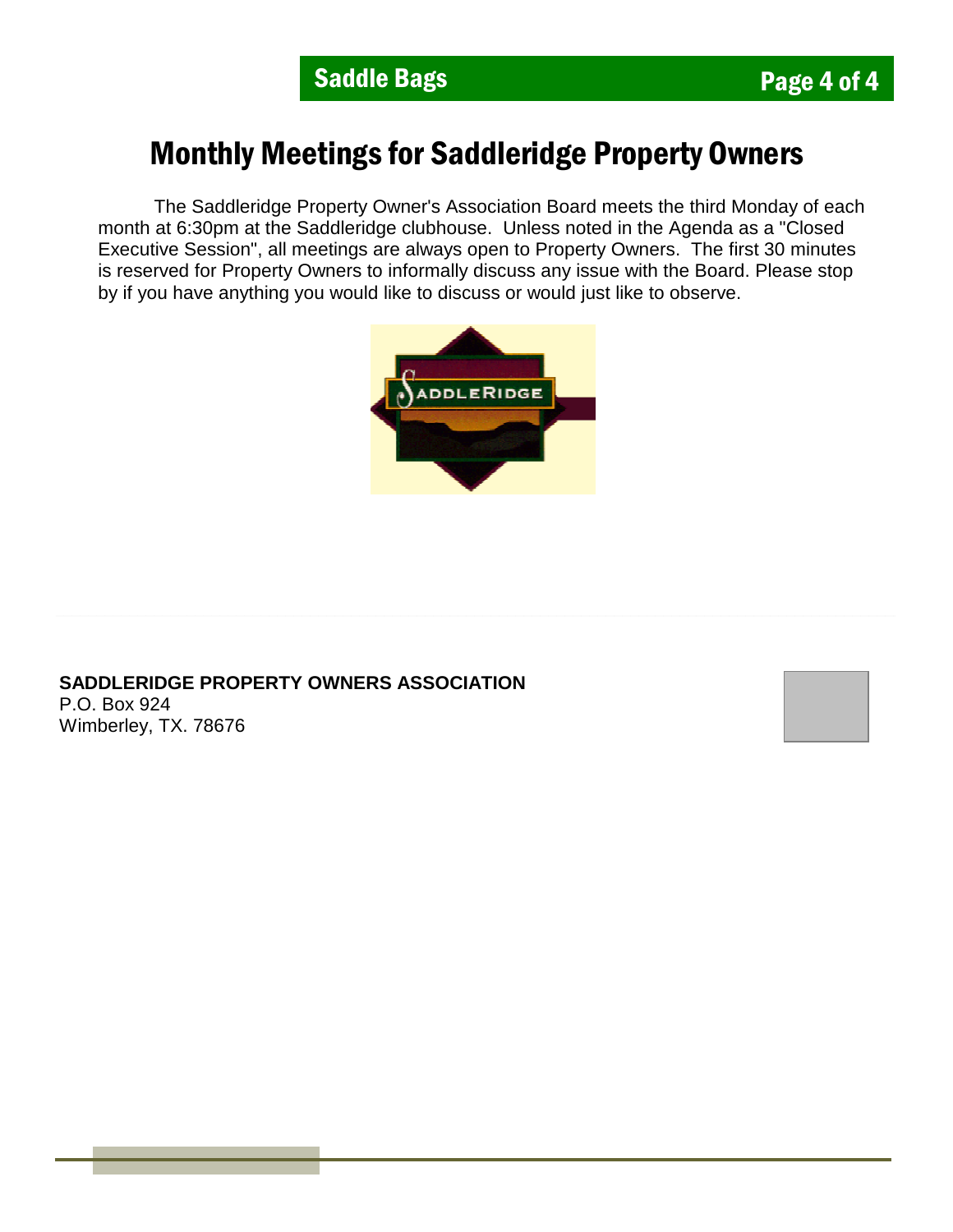# Monthly Meetings for Saddleridge Property Owners

The Saddleridge Property Owner's Association Board meets the third Monday of each month at 6:30pm at the Saddleridge clubhouse. Unless noted in the Agenda as a "Closed Executive Session", all meetings are always open to Property Owners. The first 30 minutes is reserved for Property Owners to informally discuss any issue with the Board. Please stop by if you have anything you would like to discuss or would just like to observe.

**SADDLERIDGE PROPERTY OWNERS ASSOCIATION**
P.O. Box 924
Wimberley, TX. 78676